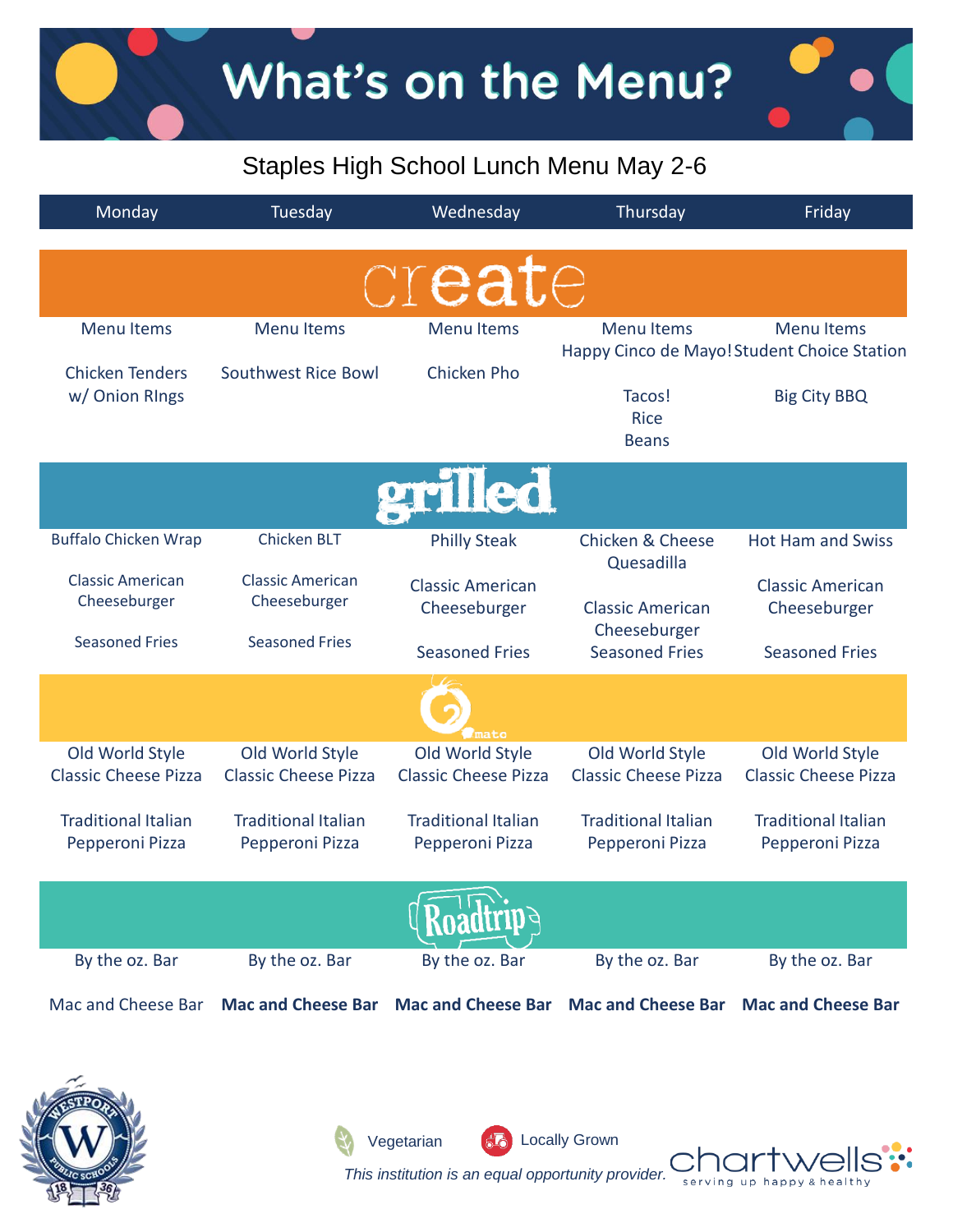# What's on the Menu?

Staples High School Lunch Menu May 2-6

| Monday | Tuesday | Wednesday | Thursday | Friday |
|---|---|---|---|---|
| **create** | | | | |
| Menu Items | Menu Items | Menu Items | Menu Items<br>Happy Cinco de Mayo! | Menu Items<br>Student Choice Station |
| Chicken Tenders w/ Onion RIngs | Southwest Rice Bowl | Chicken Pho | Tacos!<br>Rice<br>Beans | Big City BBQ |
| **grilled** | | | | |
| Buffalo Chicken Wrap | Chicken BLT | Philly Steak | Chicken & Cheese Quesadilla | Hot Ham and Swiss |
| Classic American Cheeseburger | Classic American Cheeseburger | Classic American Cheeseburger | Classic American Cheeseburger | Classic American Cheeseburger |
| Seasoned Fries | Seasoned Fries | Seasoned Fries | Seasoned Fries | Seasoned Fries |
| **Tomato** | | | | |
| Old World Style Classic Cheese Pizza | Old World Style Classic Cheese Pizza | Old World Style Classic Cheese Pizza | Old World Style Classic Cheese Pizza | Old World Style Classic Cheese Pizza |
| Traditional Italian Pepperoni Pizza | Traditional Italian Pepperoni Pizza | Traditional Italian Pepperoni Pizza | Traditional Italian Pepperoni Pizza | Traditional Italian Pepperoni Pizza |
| **Roadtrip** | | | | |
| By the oz. Bar | By the oz. Bar | By the oz. Bar | By the oz. Bar | By the oz. Bar |
| Mac and Cheese Bar | **Mac and Cheese Bar** | **Mac and Cheese Bar** | **Mac and Cheese Bar** | **Mac and Cheese Bar** |

Vegetarian

Locally Grown

*This institution is an equal opportunity provider.*

chartwells
serving up happy & healthy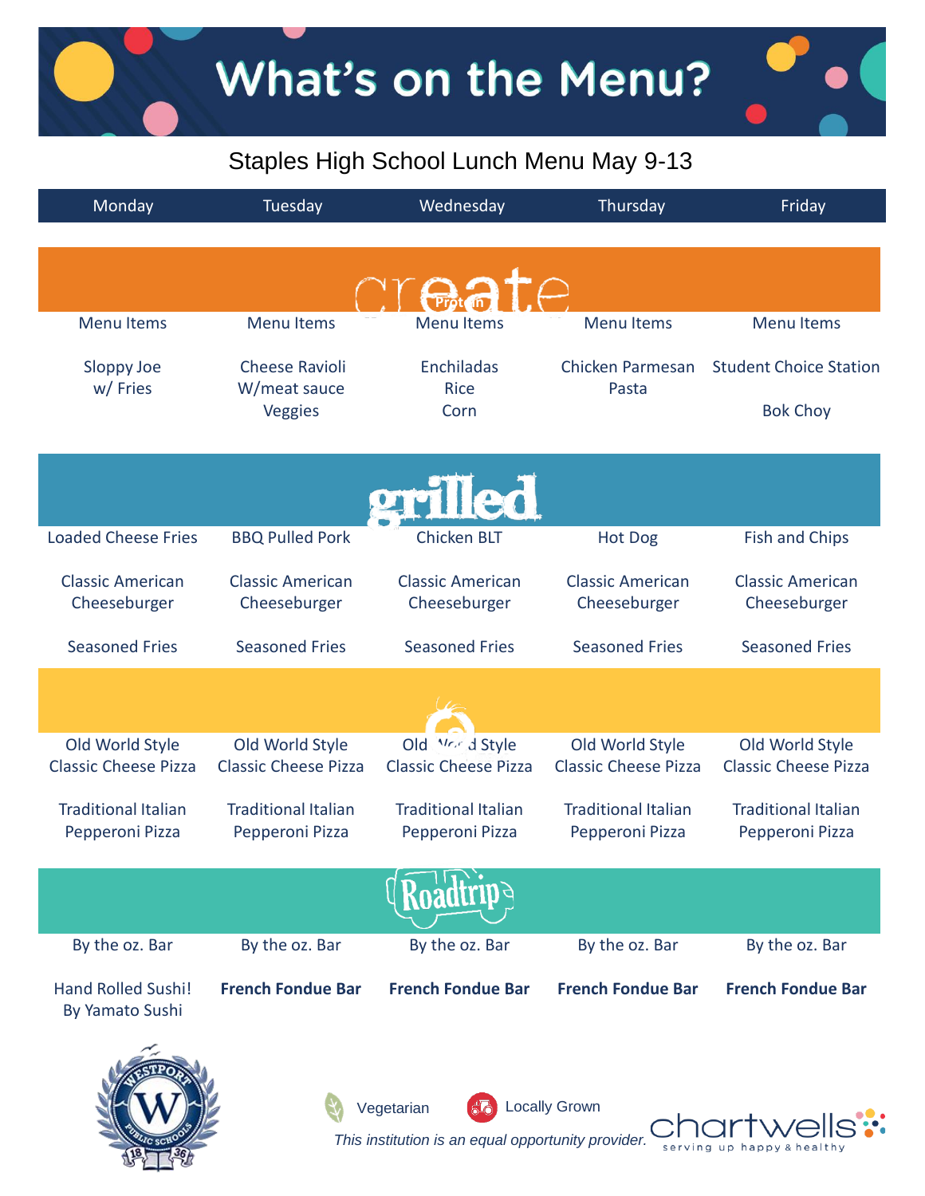# What's on the Menu?

## Staples High School Lunch Menu May 9-13

| Monday | Tuesday | Wednesday | Thursday | Friday |
|---|---|---|---|---|
| **create** Protein | | | | |
| Menu Items | Menu Items | Menu Items | Menu Items | Menu Items |
| Sloppy Joe w/ Fries | Cheese Ravioli W/meat sauce Veggies | Enchiladas Rice Corn | Chicken Parmesan Pasta | Student Choice Station Bok Choy |
| **grilled** | | | | |
| Loaded Cheese Fries | BBQ Pulled Pork | Chicken BLT | Hot Dog | Fish and Chips |
| Classic American Cheeseburger | Classic American Cheeseburger | Classic American Cheeseburger | Classic American Cheeseburger | Classic American Cheeseburger |
| Seasoned Fries | Seasoned Fries | Seasoned Fries | Seasoned Fries | Seasoned Fries |
| Old World Style Classic Cheese Pizza | Old World Style Classic Cheese Pizza | Old World Style Classic Cheese Pizza | Old World Style Classic Cheese Pizza | Old World Style Classic Cheese Pizza |
| Traditional Italian Pepperoni Pizza | Traditional Italian Pepperoni Pizza | Traditional Italian Pepperoni Pizza | Traditional Italian Pepperoni Pizza | Traditional Italian Pepperoni Pizza |
| **Roadtrip** | | | | |
| By the oz. Bar | By the oz. Bar | By the oz. Bar | By the oz. Bar | By the oz. Bar |
| Hand Rolled Sushi! By Yamato Sushi | **French Fondue Bar** | **French Fondue Bar** | **French Fondue Bar** | **French Fondue Bar** |

Westport Public Schools 1836

Vegetarian Locally Grown

*This institution is an equal opportunity provider.*

chartwells serving up happy & healthy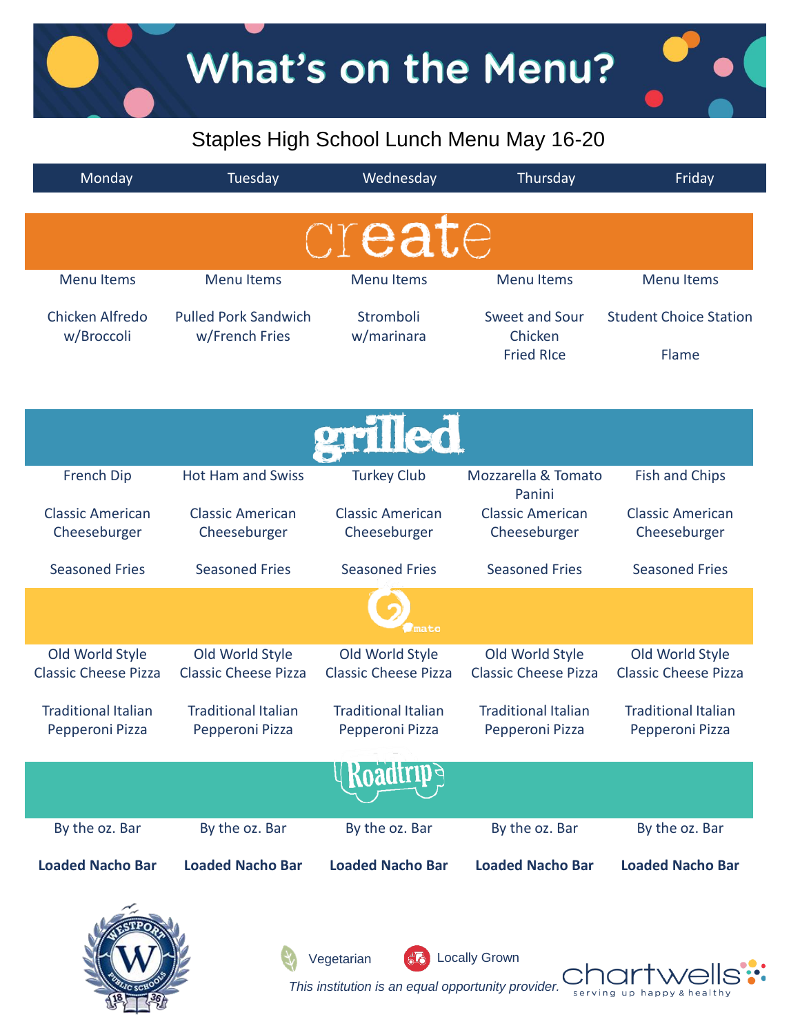# What's on the Menu?

## Staples High School Lunch Menu May 16-20

| Monday | Tuesday | Wednesday | Thursday | Friday |
| --- | --- | --- | --- | --- |
| **create** | | | | |
| Menu Items | Menu Items | Menu Items | Menu Items | Menu Items |
| Chicken Alfredo w/Broccoli | Pulled Pork Sandwich w/French Fries | Stromboli w/marinara | Sweet and Sour Chicken Fried RIce | Student Choice Station Flame |
| **grilled** | | | | |
| French Dip | Hot Ham and Swiss | Turkey Club | Mozzarella & Tomato Panini | Fish and Chips |
| Classic American Cheeseburger | Classic American Cheeseburger | Classic American Cheeseburger | Classic American Cheeseburger | Classic American Cheeseburger |
| Seasoned Fries | Seasoned Fries | Seasoned Fries | Seasoned Fries | Seasoned Fries |
| **mato** | | | | |
| Old World Style Classic Cheese Pizza | Old World Style Classic Cheese Pizza | Old World Style Classic Cheese Pizza | Old World Style Classic Cheese Pizza | Old World Style Classic Cheese Pizza |
| Traditional Italian Pepperoni Pizza | Traditional Italian Pepperoni Pizza | Traditional Italian Pepperoni Pizza | Traditional Italian Pepperoni Pizza | Traditional Italian Pepperoni Pizza |
| **Roadtrip** | | | | |
| By the oz. Bar | By the oz. Bar | By the oz. Bar | By the oz. Bar | By the oz. Bar |
| **Loaded Nacho Bar** | **Loaded Nacho Bar** | **Loaded Nacho Bar** | **Loaded Nacho Bar** | **Loaded Nacho Bar** |

Westport Public Schools 1836

Vegetarian     Locally Grown

*This institution is an equal opportunity provider.*

chartwells — serving up happy & healthy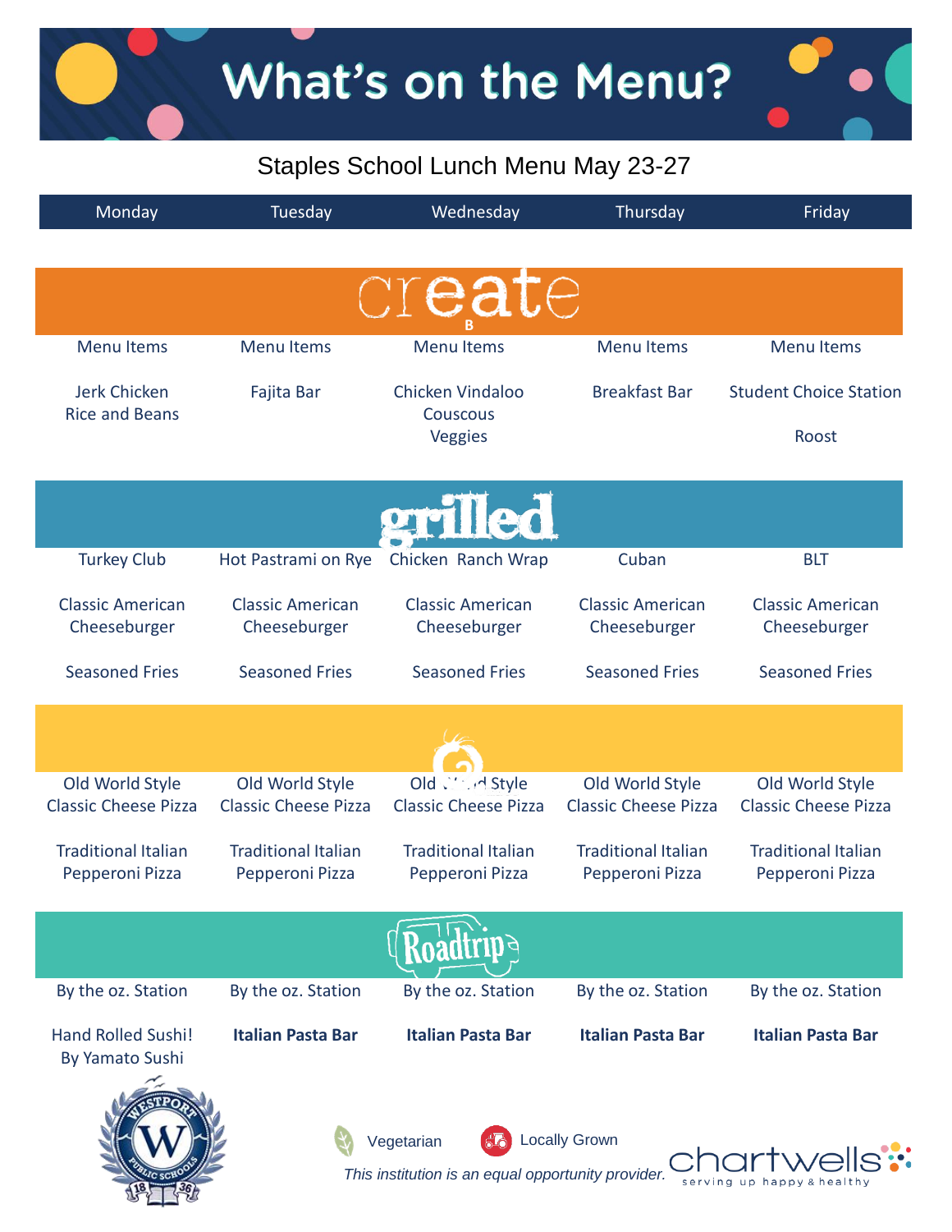# What's on the Menu?

## Staples School Lunch Menu May 23-27

| Monday | Tuesday | Wednesday | Thursday | Friday |
|---|---|---|---|---|
| **create** | | | | |
| Menu Items | Menu Items | Menu Items | Menu Items | Menu Items |
| Jerk Chicken<br>Rice and Beans | Fajita Bar | Chicken Vindaloo<br>Couscous<br>Veggies | Breakfast Bar | Student Choice Station<br><br>Roost |
| **grilled** | | | | |
| Turkey Club | Hot Pastrami on Rye | Chicken Ranch Wrap | Cuban | BLT |
| Classic American Cheeseburger | Classic American Cheeseburger | Classic American Cheeseburger | Classic American Cheeseburger | Classic American Cheeseburger |
| Seasoned Fries | Seasoned Fries | Seasoned Fries | Seasoned Fries | Seasoned Fries |
| Old World Style Classic Cheese Pizza | Old World Style Classic Cheese Pizza | Old World Style Classic Cheese Pizza | Old World Style Classic Cheese Pizza | Old World Style Classic Cheese Pizza |
| Traditional Italian Pepperoni Pizza | Traditional Italian Pepperoni Pizza | Traditional Italian Pepperoni Pizza | Traditional Italian Pepperoni Pizza | Traditional Italian Pepperoni Pizza |
| **Roadtrip** | | | | |
| By the oz. Station | By the oz. Station | By the oz. Station | By the oz. Station | By the oz. Station |
| Hand Rolled Sushi!<br>By Yamato Sushi | **Italian Pasta Bar** | **Italian Pasta Bar** | **Italian Pasta Bar** | **Italian Pasta Bar** |

Westport Public Schools 1836

Vegetarian | Locally Grown

*This institution is an equal opportunity provider.*

chartwells serving up happy & healthy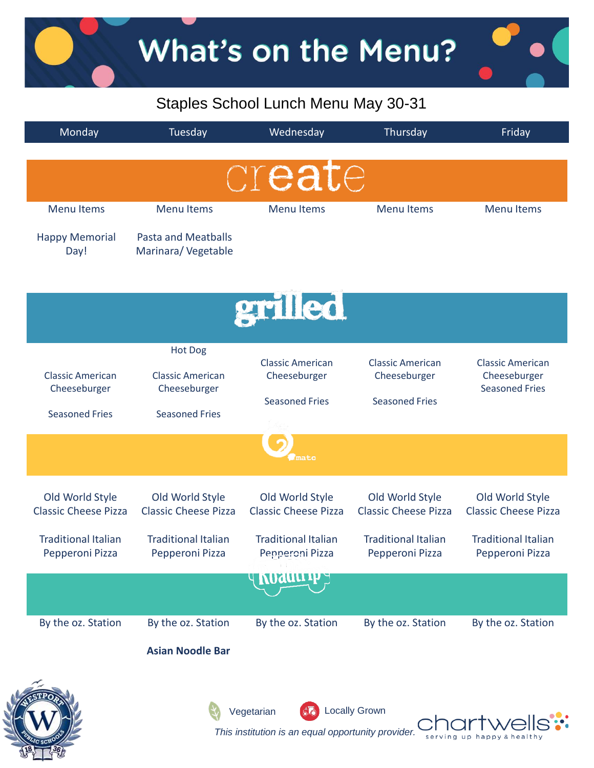# What's on the Menu?

Staples School Lunch Menu May 30-31

| Monday | Tuesday | Wednesday | Thursday | Friday |
|---|---|---|---|---|
| **create** | | | | |
| Menu Items | Menu Items | Menu Items | Menu Items | Menu Items |
| Happy Memorial Day! | Pasta and Meatballs Marinara/ Vegetable | | | |
| **grilled** | | | | |
| Classic American Cheeseburger<br><br>Seasoned Fries | Hot Dog<br><br>Classic American Cheeseburger<br><br>Seasoned Fries | Classic American Cheeseburger<br><br>Seasoned Fries | Classic American Cheeseburger<br><br>Seasoned Fries | Classic American Cheeseburger<br>Seasoned Fries |
| **tomato** | | | | |
| Old World Style Classic Cheese Pizza<br><br>Traditional Italian Pepperoni Pizza | Old World Style Classic Cheese Pizza<br><br>Traditional Italian Pepperoni Pizza | Old World Style Classic Cheese Pizza<br><br>Traditional Italian Pepperoni Pizza | Old World Style Classic Cheese Pizza<br><br>Traditional Italian Pepperoni Pizza | Old World Style Classic Cheese Pizza<br><br>Traditional Italian Pepperoni Pizza |
| **Roadtrip** | | | | |
| By the oz. Station | By the oz. Station<br><br>**Asian Noodle Bar** | By the oz. Station | By the oz. Station | By the oz. Station |

Vegetarian    Locally Grown

*This institution is an equal opportunity provider.*

chartwells — serving up happy & healthy